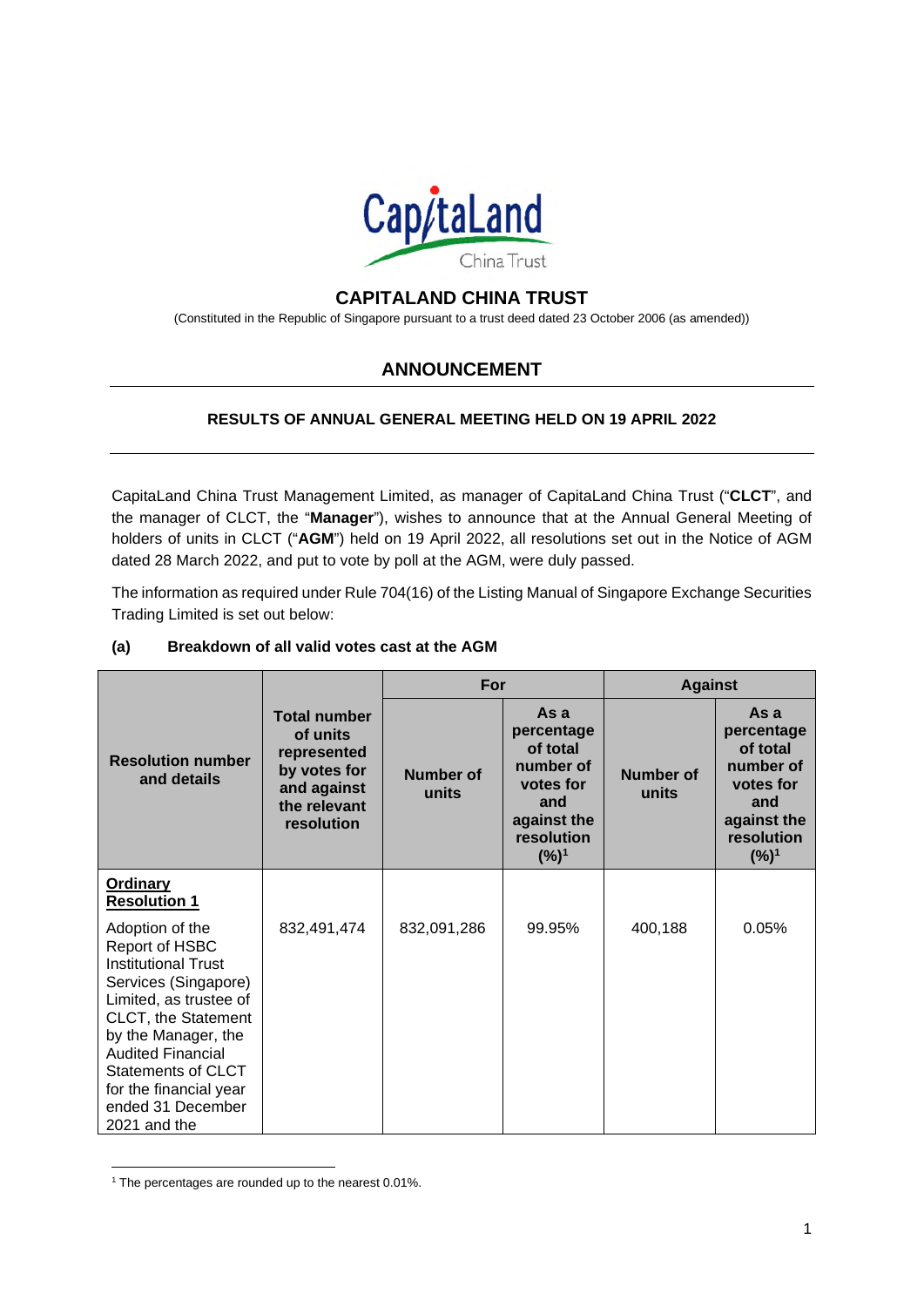# CAPITALAND CHINA TRUST

(Constituted in the Republic of Singapore pursuant to a trust deed dated 23 October 2006 (as amended))

## ANNOUNCEMENT

### RESULTS OF ANNUAL GENERAL MEETING HELD ON 19 APRIL 2022

CapitaLand China Trust Management Limited, as manager of CapitaLand China Trust ("**CLCT**", and the manager of CLCT, the "**Manager**"), wishes to announce that at the Annual General Meeting of holders of units in CLCT ("**AGM**") held on 19 April 2022, all resolutions set out in the Notice of AGM dated 28 March 2022, and put to vote by poll at the AGM, were duly passed.

The information as required under Rule 704(16) of the Listing Manual of Singapore Exchange Securities Trading Limited is set out below:

**(a) Breakdown of all valid votes cast at the AGM**

| Resolution number and details | Total number of units represented by votes for and against the relevant resolution | For | | Against | |
|---|---|---|---|---|---|
| | | Number of units | As a percentage of total number of votes for and against the resolution (%)[1] | Number of units | As a percentage of total number of votes for and against the resolution (%)[1] |
| **Ordinary Resolution 1** Adoption of the Report of HSBC Institutional Trust Services (Singapore) Limited, as trustee of CLCT, the Statement by the Manager, the Audited Financial Statements of CLCT for the financial year ended 31 December 2021 and the | 832,491,474 | 832,091,286 | 99.95% | 400,188 | 0.05% |

[1] The percentages are rounded up to the nearest 0.01%.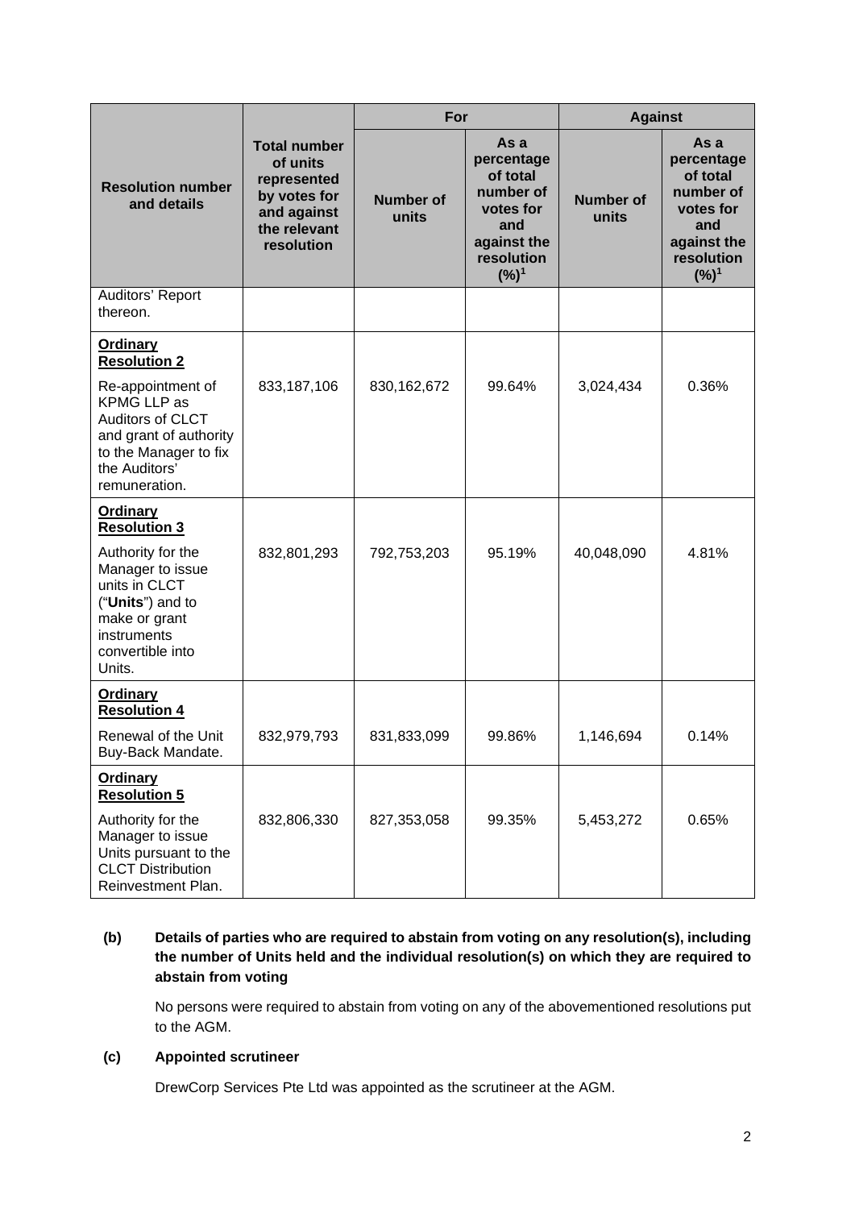| Resolution number and details | Total number of units represented by votes for and against the relevant resolution | For | | Against | |
|---|---|---|---|---|---|
| | | Number of units | As a percentage of total number of votes for and against the resolution (%)[1] | Number of units | As a percentage of total number of votes for and against the resolution (%)[1] |
| Auditors' Report thereon. | | | | | |
| **Ordinary Resolution 2** Re-appointment of KPMG LLP as Auditors of CLCT and grant of authority to the Manager to fix the Auditors' remuneration. | 833,187,106 | 830,162,672 | 99.64% | 3,024,434 | 0.36% |
| **Ordinary Resolution 3** Authority for the Manager to issue units in CLCT ("**Units**") and to make or grant instruments convertible into Units. | 832,801,293 | 792,753,203 | 95.19% | 40,048,090 | 4.81% |
| **Ordinary Resolution 4** Renewal of the Unit Buy-Back Mandate. | 832,979,793 | 831,833,099 | 99.86% | 1,146,694 | 0.14% |
| **Ordinary Resolution 5** Authority for the Manager to issue Units pursuant to the CLCT Distribution Reinvestment Plan. | 832,806,330 | 827,353,058 | 99.35% | 5,453,272 | 0.65% |

**(b) Details of parties who are required to abstain from voting on any resolution(s), including the number of Units held and the individual resolution(s) on which they are required to abstain from voting**

No persons were required to abstain from voting on any of the abovementioned resolutions put to the AGM.

**(c) Appointed scrutineer**

DrewCorp Services Pte Ltd was appointed as the scrutineer at the AGM.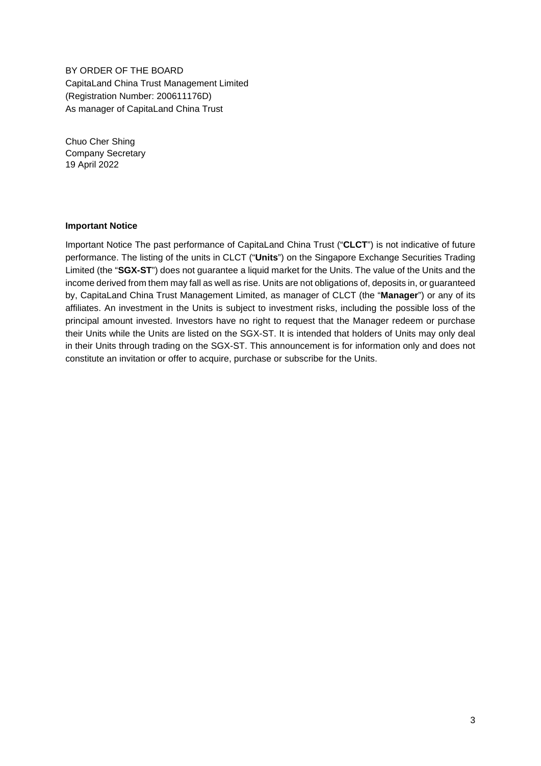BY ORDER OF THE BOARD
CapitaLand China Trust Management Limited
(Registration Number: 200611176D)
As manager of CapitaLand China Trust

Chuo Cher Shing
Company Secretary
19 April 2022

**Important Notice**

Important Notice The past performance of CapitaLand China Trust ("**CLCT**") is not indicative of future performance. The listing of the units in CLCT ("**Units**") on the Singapore Exchange Securities Trading Limited (the "**SGX-ST**") does not guarantee a liquid market for the Units. The value of the Units and the income derived from them may fall as well as rise. Units are not obligations of, deposits in, or guaranteed by, CapitaLand China Trust Management Limited, as manager of CLCT (the "**Manager**") or any of its affiliates. An investment in the Units is subject to investment risks, including the possible loss of the principal amount invested. Investors have no right to request that the Manager redeem or purchase their Units while the Units are listed on the SGX-ST. It is intended that holders of Units may only deal in their Units through trading on the SGX-ST. This announcement is for information only and does not constitute an invitation or offer to acquire, purchase or subscribe for the Units.